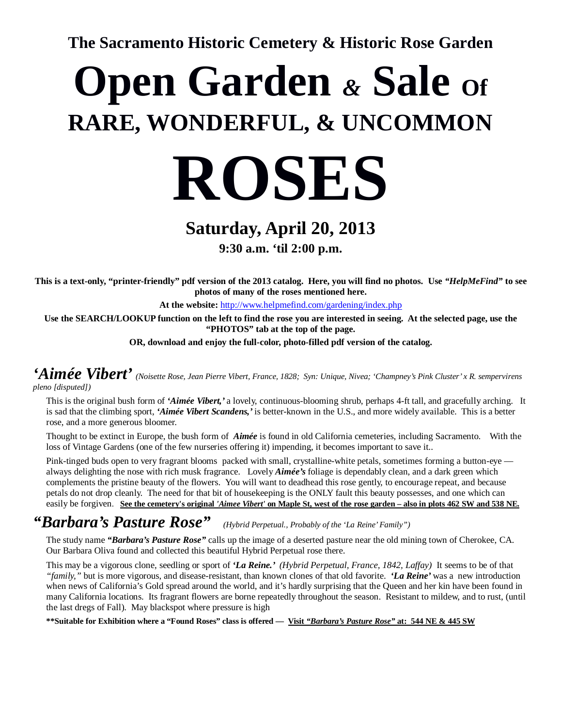**The Sacramento Historic Cemetery & Historic Rose Garden**

# Open Garden & Sale Of
## RARE, WONDERFUL, & UNCOMMON
# ROSES

## Saturday, April 20, 2013
### 9:30 a.m. 'til 2:00 p.m.

**This is a text-only, "printer-friendly" pdf version of the 2013 catalog. Here, you will find no photos. Use *"HelpMeFind"* to see photos of many of the roses mentioned here.**

**At the website:** http://www.helpmefind.com/gardening/index.php

**Use the SEARCH/LOOKUP function on the left to find the rose you are interested in seeing. At the selected page, use the "PHOTOS" tab at the top of the page.**

**OR, download and enjoy the full-color, photo-filled pdf version of the catalog.**

## *'Aimée Vibert'* *(Noisette Rose, Jean Pierre Vibert, France, 1828; Syn: Unique, Nivea; 'Champney's Pink Cluster' x R. sempervirens pleno [disputed])*

This is the original bush form of ***'Aimée Vibert,'*** a lovely, continuous-blooming shrub, perhaps 4-ft tall, and gracefully arching. It is sad that the climbing sport, ***'Aimée Vibert Scandens,'*** is better-known in the U.S., and more widely available. This is a better rose, and a more generous bloomer.

Thought to be extinct in Europe, the bush form of ***Aimée*** is found in old California cemeteries, including Sacramento. With the loss of Vintage Gardens (one of the few nurseries offering it) impending, it becomes important to save it..

Pink-tinged buds open to very fragrant blooms packed with small, crystalline-white petals, sometimes forming a button-eye — always delighting the nose with rich musk fragrance. Lovely ***Aimée's*** foliage is dependably clean, and a dark green which complements the pristine beauty of the flowers. You will want to deadhead this rose gently, to encourage repeat, and because petals do not drop cleanly. The need for that bit of housekeeping is the ONLY fault this beauty possesses, and one which can easily be forgiven. **See the cemetery's original *'Aimee Vibert'* on Maple St, west of the rose garden – also in plots 462 SW and 538 NE.**

## *"Barbara's Pasture Rose"* *(Hybrid Perpetual., Probably of the 'La Reine' Family")*

The study name ***"Barbara's Pasture Rose"*** calls up the image of a deserted pasture near the old mining town of Cherokee, CA. Our Barbara Oliva found and collected this beautiful Hybrid Perpetual rose there.

This may be a vigorous clone, seedling or sport of ***'La Reine.'*** *(Hybrid Perpetual, France, 1842, Laffay)* It seems to be of that *"family,"* but is more vigorous, and disease-resistant, than known clones of that old favorite. ***'La Reine'*** was a new introduction when news of California's Gold spread around the world, and it's hardly surprising that the Queen and her kin have been found in many California locations. Its fragrant flowers are borne repeatedly throughout the season. Resistant to mildew, and to rust, (until the last dregs of Fall). May blackspot where pressure is high

**\*\*Suitable for Exhibition where a "Found Roses" class is offered — Visit *"Barbara's Pasture Rose"* at: 544 NE & 445 SW**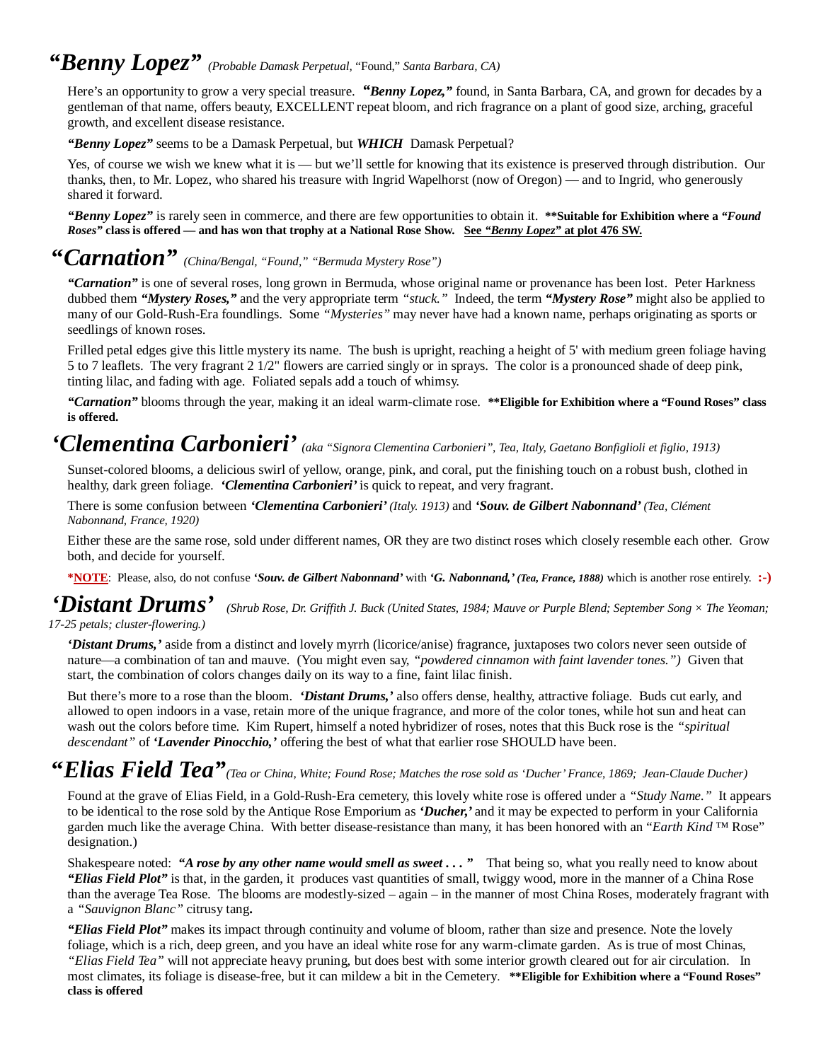## ***“Benny Lopez”*** *(Probable Damask Perpetual,* “Found,” *Santa Barbara, CA)*

Here’s an opportunity to grow a very special treasure. ***“Benny Lopez,”*** found, in Santa Barbara, CA, and grown for decades by a gentleman of that name, offers beauty, EXCELLENT repeat bloom, and rich fragrance on a plant of good size, arching, graceful growth, and excellent disease resistance.

***“Benny Lopez”*** seems to be a Damask Perpetual, but ***WHICH*** Damask Perpetual?

Yes, of course we wish we knew what it is — but we’ll settle for knowing that its existence is preserved through distribution. Our thanks, then, to Mr. Lopez, who shared his treasure with Ingrid Wapelhorst (now of Oregon) — and to Ingrid, who generously shared it forward.

***“Benny Lopez”*** is rarely seen in commerce, and there are few opportunities to obtain it. **\*\*Suitable for Exhibition where a *“Found Roses”* class is offered — and has won that trophy at a National Rose Show. See *“Benny Lopez”* at plot 476 SW.**

## ***“Carnation”*** *(China/Bengal, “Found,” “Bermuda Mystery Rose”)*

***“Carnation”*** is one of several roses, long grown in Bermuda, whose original name or provenance has been lost. Peter Harkness dubbed them ***“Mystery Roses,”*** and the very appropriate term *“stuck.”* Indeed, the term ***“Mystery Rose”*** might also be applied to many of our Gold-Rush-Era foundlings. Some *“Mysteries”* may never have had a known name, perhaps originating as sports or seedlings of known roses.

Frilled petal edges give this little mystery its name. The bush is upright, reaching a height of 5' with medium green foliage having 5 to 7 leaflets. The very fragrant 2 1/2" flowers are carried singly or in sprays. The color is a pronounced shade of deep pink, tinting lilac, and fading with age. Foliated sepals add a touch of whimsy.

***“Carnation”*** blooms through the year, making it an ideal warm-climate rose. **\*\*Eligible for Exhibition where a “Found Roses” class is offered.**

## ***‘Clementina Carbonieri’*** *(aka “Signora Clementina Carbonieri”, Tea, Italy, Gaetano Bonfiglioli et figlio, 1913)*

Sunset-colored blooms, a delicious swirl of yellow, orange, pink, and coral, put the finishing touch on a robust bush, clothed in healthy, dark green foliage. ***‘Clementina Carbonieri’*** is quick to repeat, and very fragrant.

There is some confusion between ***‘Clementina Carbonieri’*** *(Italy. 1913)* and ***‘Souv. de Gilbert Nabonnand’*** *(Tea, Clément Nabonnand, France, 1920)*

Either these are the same rose, sold under different names, OR they are two distinct roses which closely resemble each other. Grow both, and decide for yourself.

\***NOTE**: Please, also, do not confuse ***‘Souv. de Gilbert Nabonnand’*** with ***‘G. Nabonnand,’*** ***(Tea, France, 1888)*** which is another rose entirely. **:-)**

## ***‘Distant Drums’*** *(Shrub Rose, Dr. Griffith J. Buck (United States, 1984; Mauve or Purple Blend; September Song × The Yeoman; 17-25 petals; cluster-flowering.)*

***‘Distant Drums,’*** aside from a distinct and lovely myrrh (licorice/anise) fragrance, juxtaposes two colors never seen outside of nature—a combination of tan and mauve. (You might even say, *“powdered cinnamon with faint lavender tones.”)* Given that start, the combination of colors changes daily on its way to a fine, faint lilac finish.

But there’s more to a rose than the bloom. ***‘Distant Drums,’*** also offers dense, healthy, attractive foliage. Buds cut early, and allowed to open indoors in a vase, retain more of the unique fragrance, and more of the color tones, while hot sun and heat can wash out the colors before time. Kim Rupert, himself a noted hybridizer of roses, notes that this Buck rose is the *“spiritual descendant”* of ***‘Lavender Pinocchio,’*** offering the best of what that earlier rose SHOULD have been.

## ***“Elias Field Tea”*** *(Tea or China, White; Found Rose; Matches the rose sold as ‘Ducher’ France, 1869; Jean-Claude Ducher)*

Found at the grave of Elias Field, in a Gold-Rush-Era cemetery, this lovely white rose is offered under a *“Study Name.”* It appears to be identical to the rose sold by the Antique Rose Emporium as ***‘Ducher,’*** and it may be expected to perform in your California garden much like the average China. With better disease-resistance than many, it has been honored with an “*Earth Kind* ™ Rose” designation.)

Shakespeare noted: ***“A rose by any other name would smell as sweet . . . ”*** That being so, what you really need to know about ***“Elias Field Plot”*** is that, in the garden, it produces vast quantities of small, twiggy wood, more in the manner of a China Rose than the average Tea Rose. The blooms are modestly-sized – again – in the manner of most China Roses, moderately fragrant with a *“Sauvignon Blanc”* citrusy tang**.**

***“Elias Field Plot”*** makes its impact through continuity and volume of bloom, rather than size and presence. Note the lovely foliage, which is a rich, deep green, and you have an ideal white rose for any warm-climate garden. As is true of most Chinas, *“Elias Field Tea”* will not appreciate heavy pruning, but does best with some interior growth cleared out for air circulation. In most climates, its foliage is disease-free, but it can mildew a bit in the Cemetery. **\*\*Eligible for Exhibition where a “Found Roses” class is offered**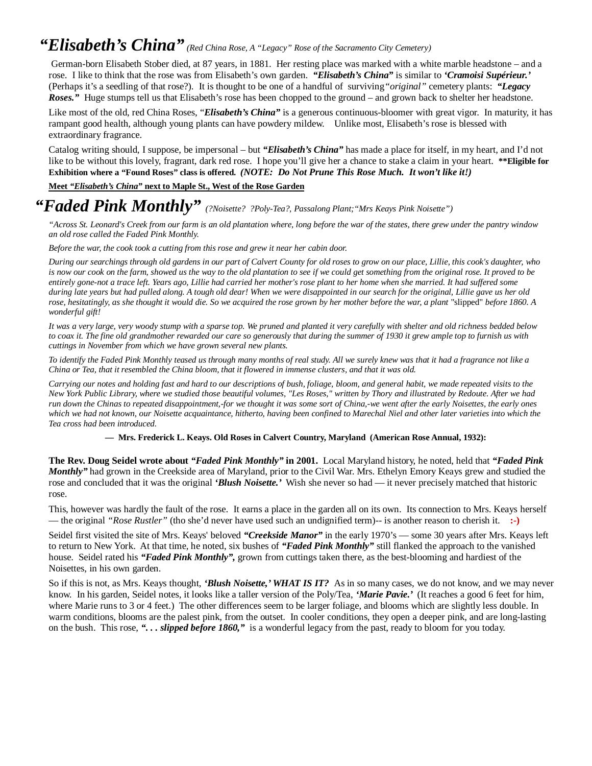## *"Elisabeth's China"* *(Red China Rose, A "Legacy" Rose of the Sacramento City Cemetery)*

German-born Elisabeth Stober died, at 87 years, in 1881. Her resting place was marked with a white marble headstone – and a rose. I like to think that the rose was from Elisabeth's own garden. ***"Elisabeth's China"*** is similar to ***'Cramoisi Supérieur.'*** (Perhaps it's a seedling of that rose?). It is thought to be one of a handful of surviving *"original"* cemetery plants: ***"Legacy Roses."*** Huge stumps tell us that Elisabeth's rose has been chopped to the ground – and grown back to shelter her headstone.

Like most of the old, red China Roses, "***Elisabeth's China"*** is a generous continuous-bloomer with great vigor. In maturity, it has rampant good health, although young plants can have powdery mildew. Unlike most, Elisabeth's rose is blessed with extraordinary fragrance.

Catalog writing should, I suppose, be impersonal – but ***"Elisabeth's China"*** has made a place for itself, in my heart, and I'd not like to be without this lovely, fragrant, dark red rose. I hope you'll give her a chance to stake a claim in your heart. **\*\*Eligible for Exhibition where a "Found Roses" class is offered.** ***(NOTE: Do Not Prune This Rose Much. It won't like it!)***

**Meet *"Elisabeth's China"* next to Maple St., West of the Rose Garden**

## *"Faded Pink Monthly"* *(?Noisette? ?Poly-Tea?, Passalong Plant;"Mrs Keays Pink Noisette")*

*"Across St. Leonard's Creek from our farm is an old plantation where, long before the war of the states, there grew under the pantry window an old rose called the Faded Pink Monthly.*

*Before the war, the cook took a cutting from this rose and grew it near her cabin door.*

*During our searchings through old gardens in our part of Calvert County for old roses to grow on our place, Lillie, this cook's daughter, who is now our cook on the farm, showed us the way to the old plantation to see if we could get something from the original rose. It proved to be entirely gone-not a trace left. Years ago, Lillie had carried her mother's rose plant to her home when she married. It had suffered some during late years but had pulled along. A tough old dear! When we were disappointed in our search for the original, Lillie gave us her old rose, hesitatingly, as she thought it would die. So we acquired the rose grown by her mother before the war, a plant* "slipped" *before 1860. A wonderful gift!*

*It was a very large, very woody stump with a sparse top. We pruned and planted it very carefully with shelter and old richness bedded below to coax it. The fine old grandmother rewarded our care so generously that during the summer of 1930 it grew ample top to furnish us with cuttings in November from which we have grown several new plants.*

*To identify the Faded Pink Monthly teased us through many months of real study. All we surely knew was that it had a fragrance not like a China or Tea, that it resembled the China bloom, that it flowered in immense clusters, and that it was old.*

*Carrying our notes and holding fast and hard to our descriptions of bush, foliage, bloom, and general habit, we made repeated visits to the New York Public Library, where we studied those beautiful volumes, "Les Roses," written by Thory and illustrated by Redoute. After we had run down the Chinas to repeated disappointment,-for we thought it was some sort of China,-we went after the early Noisettes, the early ones which we had not known, our Noisette acquaintance, hitherto, having been confined to Marechal Niel and other later varieties into which the Tea cross had been introduced.*

**— Mrs. Frederick L. Keays. Old Roses in Calvert Country, Maryland (American Rose Annual, 1932):**

**The Rev. Doug Seidel wrote about *"Faded Pink Monthly"* in 2001.** Local Maryland history, he noted, held that ***"Faded Pink Monthly"*** had grown in the Creekside area of Maryland, prior to the Civil War. Mrs. Ethelyn Emory Keays grew and studied the rose and concluded that it was the original ***'Blush Noisette.'*** Wish she never so had — it never precisely matched that historic rose.

This, however was hardly the fault of the rose. It earns a place in the garden all on its own. Its connection to Mrs. Keays herself — the original *"Rose Rustler"* (tho she'd never have used such an undignified term)-- is another reason to cherish it. **:-)**

Seidel first visited the site of Mrs. Keays' beloved ***"Creekside Manor"*** in the early 1970's — some 30 years after Mrs. Keays left to return to New York. At that time, he noted, six bushes of ***"Faded Pink Monthly"*** still flanked the approach to the vanished house. Seidel rated his ***"Faded Pink Monthly",*** grown from cuttings taken there, as the best-blooming and hardiest of the Noisettes, in his own garden.

So if this is not, as Mrs. Keays thought, ***'Blush Noisette,' WHAT IS IT?*** As in so many cases, we do not know, and we may never know. In his garden, Seidel notes, it looks like a taller version of the Poly/Tea, ***'Marie Pavie.'*** (It reaches a good 6 feet for him, where Marie runs to 3 or 4 feet.) The other differences seem to be larger foliage, and blooms which are slightly less double. In warm conditions, blooms are the palest pink, from the outset. In cooler conditions, they open a deeper pink, and are long-lasting on the bush. This rose, ***". . . slipped before 1860,"*** is a wonderful legacy from the past, ready to bloom for you today.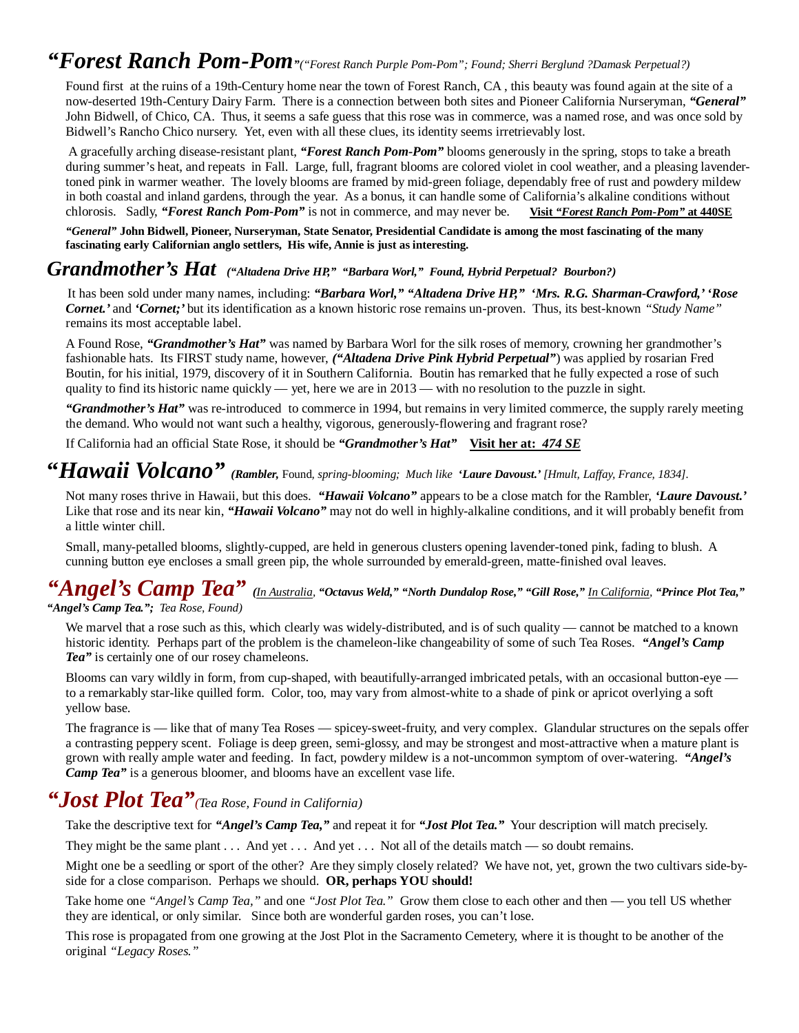## *"Forest Ranch Pom-Pom"* *("Forest Ranch Purple Pom-Pom"; Found; Sherri Berglund ?Damask Perpetual?)*

Found first at the ruins of a 19th-Century home near the town of Forest Ranch, CA , this beauty was found again at the site of a now-deserted 19th-Century Dairy Farm. There is a connection between both sites and Pioneer California Nurseryman, ***"General"*** John Bidwell, of Chico, CA. Thus, it seems a safe guess that this rose was in commerce, was a named rose, and was once sold by Bidwell's Rancho Chico nursery. Yet, even with all these clues, its identity seems irretrievably lost.

A gracefully arching disease-resistant plant, ***"Forest Ranch Pom-Pom"*** blooms generously in the spring, stops to take a breath during summer's heat, and repeats in Fall. Large, full, fragrant blooms are colored violet in cool weather, and a pleasing lavender-toned pink in warmer weather. The lovely blooms are framed by mid-green foliage, dependably free of rust and powdery mildew in both coastal and inland gardens, through the year. As a bonus, it can handle some of California's alkaline conditions without chlorosis. Sadly, ***"Forest Ranch Pom-Pom"*** is not in commerce, and may never be. **Visit *"Forest Ranch Pom-Pom"* at 440SE**

***"General"* John Bidwell, Pioneer, Nurseryman, State Senator, Presidential Candidate is among the most fascinating of the many fascinating early Californian anglo settlers, His wife, Annie is just as interesting.**

## *Grandmother's Hat* *("Altadena Drive HP," "Barbara Worl," Found, Hybrid Perpetual? Bourbon?)*

It has been sold under many names, including: ***"Barbara Worl," "Altadena Drive HP," 'Mrs. R.G. Sharman-Crawford,' 'Rose Cornet.'*** and ***'Cornet;'*** but its identification as a known historic rose remains un-proven. Thus, its best-known *"Study Name"* remains its most acceptable label.

A Found Rose, ***"Grandmother's Hat"*** was named by Barbara Worl for the silk roses of memory, crowning her grandmother's fashionable hats. Its FIRST study name, however, ***("Altadena Drive Pink Hybrid Perpetual"***) was applied by rosarian Fred Boutin, for his initial, 1979, discovery of it in Southern California. Boutin has remarked that he fully expected a rose of such quality to find its historic name quickly — yet, here we are in 2013 — with no resolution to the puzzle in sight.

***"Grandmother's Hat"*** was re-introduced to commerce in 1994, but remains in very limited commerce, the supply rarely meeting the demand. Who would not want such a healthy, vigorous, generously-flowering and fragrant rose?

If California had an official State Rose, it should be ***"Grandmother's Hat"*** **Visit her at: *474 SE***

## *"Hawaii Volcano"* *(Rambler, Found, spring-blooming; Much like **'Laure Davoust.'** [Hmult, Laffay, France, 1834].*

Not many roses thrive in Hawaii, but this does. ***"Hawaii Volcano"*** appears to be a close match for the Rambler, ***'Laure Davoust.'*** Like that rose and its near kin, ***"Hawaii Volcano"*** may not do well in highly-alkaline conditions, and it will probably benefit from a little winter chill.

Small, many-petalled blooms, slightly-cupped, are held in generous clusters opening lavender-toned pink, fading to blush. A cunning button eye encloses a small green pip, the whole surrounded by emerald-green, matte-finished oval leaves.

## *"Angel's Camp Tea"* *(In Australia, **"Octavus Weld," "North Dundalop Rose," "Gill Rose,"** In California, **"Prince Plot Tea," "Angel's Camp Tea.";** Tea Rose, Found)*

We marvel that a rose such as this, which clearly was widely-distributed, and is of such quality — cannot be matched to a known historic identity. Perhaps part of the problem is the chameleon-like changeability of some of such Tea Roses. ***"Angel's Camp Tea"*** is certainly one of our rosey chameleons.

Blooms can vary wildly in form, from cup-shaped, with beautifully-arranged imbricated petals, with an occasional button-eye — to a remarkably star-like quilled form. Color, too, may vary from almost-white to a shade of pink or apricot overlying a soft yellow base.

The fragrance is — like that of many Tea Roses — spicey-sweet-fruity, and very complex. Glandular structures on the sepals offer a contrasting peppery scent. Foliage is deep green, semi-glossy, and may be strongest and most-attractive when a mature plant is grown with really ample water and feeding. In fact, powdery mildew is a not-uncommon symptom of over-watering. ***"Angel's Camp Tea"*** is a generous bloomer, and blooms have an excellent vase life.

## *"Jost Plot Tea"* *(Tea Rose, Found in California)*

Take the descriptive text for ***"Angel's Camp Tea,"*** and repeat it for ***"Jost Plot Tea."*** Your description will match precisely.

They might be the same plant . . . And yet . . . And yet . . . Not all of the details match — so doubt remains.

Might one be a seedling or sport of the other? Are they simply closely related? We have not, yet, grown the two cultivars side-by-side for a close comparison. Perhaps we should. **OR, perhaps YOU should!**

Take home one *"Angel's Camp Tea,"* and one *"Jost Plot Tea."* Grow them close to each other and then — you tell US whether they are identical, or only similar. Since both are wonderful garden roses, you can't lose.

This rose is propagated from one growing at the Jost Plot in the Sacramento Cemetery, where it is thought to be another of the original *"Legacy Roses."*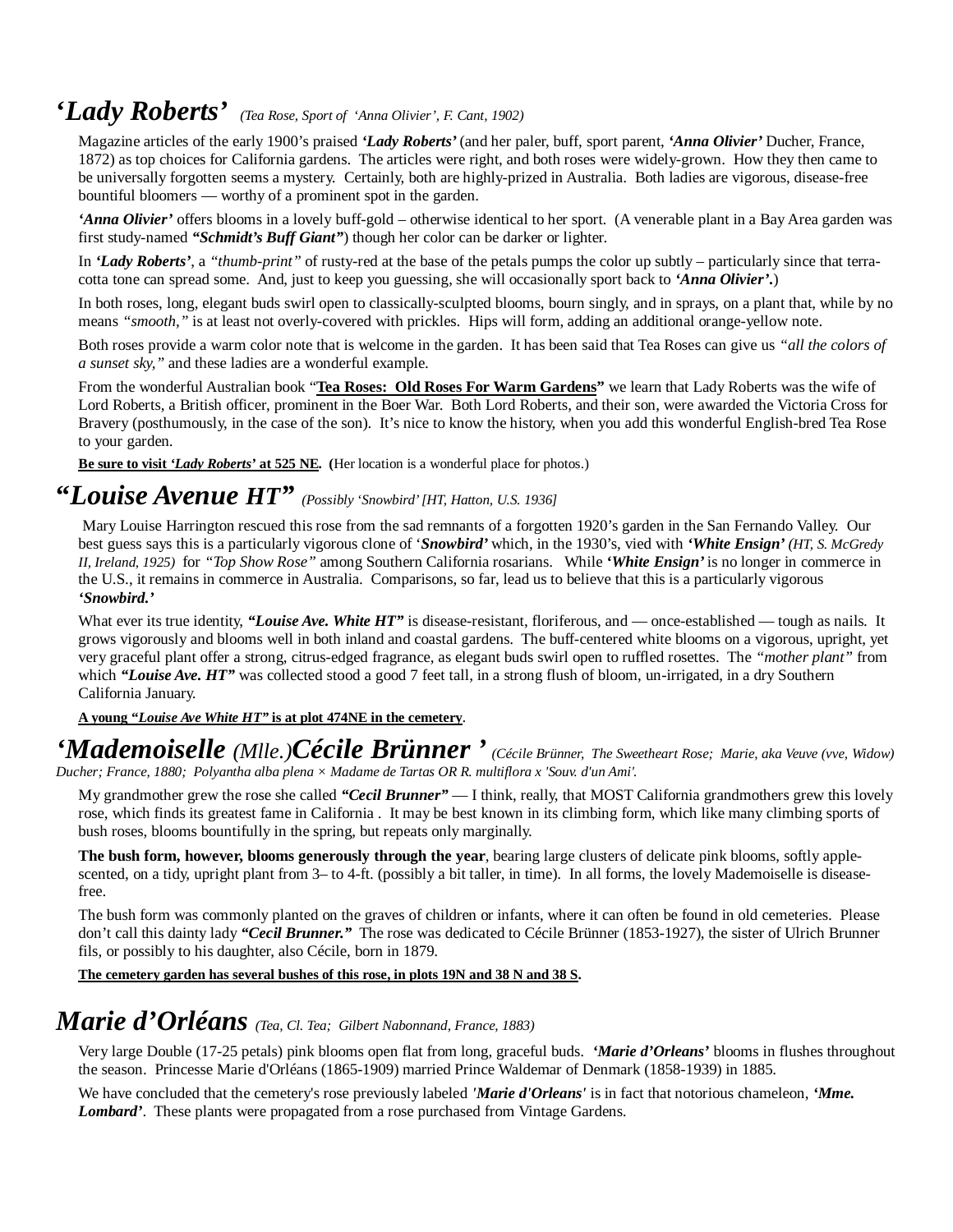## *'Lady Roberts'* *(Tea Rose, Sport of 'Anna Olivier', F. Cant, 1902)*

Magazine articles of the early 1900's praised ***'Lady Roberts'*** (and her paler, buff, sport parent, ***'Anna Olivier'*** Ducher, France, 1872) as top choices for California gardens. The articles were right, and both roses were widely-grown. How they then came to be universally forgotten seems a mystery. Certainly, both are highly-prized in Australia. Both ladies are vigorous, disease-free bountiful bloomers — worthy of a prominent spot in the garden.

***'Anna Olivier'*** offers blooms in a lovely buff-gold – otherwise identical to her sport. (A venerable plant in a Bay Area garden was first study-named ***"Schmidt's Buff Giant"***) though her color can be darker or lighter.

In ***'Lady Roberts'***, a *"thumb-print"* of rusty-red at the base of the petals pumps the color up subtly – particularly since that terra-cotta tone can spread some. And, just to keep you guessing, she will occasionally sport back to ***'Anna Olivier'***.)

In both roses, long, elegant buds swirl open to classically-sculpted blooms, bourn singly, and in sprays, on a plant that, while by no means *"smooth,"* is at least not overly-covered with prickles. Hips will form, adding an additional orange-yellow note.

Both roses provide a warm color note that is welcome in the garden. It has been said that Tea Roses can give us *"all the colors of a sunset sky,"* and these ladies are a wonderful example.

From the wonderful Australian book "**Tea Roses: Old Roses For Warm Gardens"** we learn that Lady Roberts was the wife of Lord Roberts, a British officer, prominent in the Boer War. Both Lord Roberts, and their son, were awarded the Victoria Cross for Bravery (posthumously, in the case of the son). It's nice to know the history, when you add this wonderful English-bred Tea Rose to your garden.

**Be sure to visit *'Lady Roberts'* at 525 NE. (**Her location is a wonderful place for photos.)

## *"Louise Avenue HT"* *(Possibly 'Snowbird' [HT, Hatton, U.S. 1936]*

Mary Louise Harrington rescued this rose from the sad remnants of a forgotten 1920's garden in the San Fernando Valley. Our best guess says this is a particularly vigorous clone of '***Snowbird'*** which, in the 1930's, vied with ***'White Ensign'*** *(HT, S. McGredy II, Ireland, 1925)* for *"Top Show Rose"* among Southern California rosarians. While ***'White Ensign'*** is no longer in commerce in the U.S., it remains in commerce in Australia. Comparisons, so far, lead us to believe that this is a particularly vigorous ***'Snowbird.'***

What ever its true identity, ***"Louise Ave. White HT"*** is disease-resistant, floriferous, and — once-established — tough as nails. It grows vigorously and blooms well in both inland and coastal gardens. The buff-centered white blooms on a vigorous, upright, yet very graceful plant offer a strong, citrus-edged fragrance, as elegant buds swirl open to ruffled rosettes. The *"mother plant"* from which ***"Louise Ave. HT"*** was collected stood a good 7 feet tall, in a strong flush of bloom, un-irrigated, in a dry Southern California January.

**A young *"Louise Ave White HT"* is at plot 474NE in the cemetery**.

## *'Mademoiselle* (Mlle.)*Cécile Brünner '* *(Cécile Brünner, The Sweetheart Rose; Marie, aka Veuve (vve, Widow) Ducher; France, 1880; Polyantha alba plena × Madame de Tartas OR R. multiflora x 'Souv. d'un Ami'.*

My grandmother grew the rose she called ***"Cecil Brunner"*** — I think, really, that MOST California grandmothers grew this lovely rose, which finds its greatest fame in California . It may be best known in its climbing form, which like many climbing sports of bush roses, blooms bountifully in the spring, but repeats only marginally.

**The bush form, however, blooms generously through the year**, bearing large clusters of delicate pink blooms, softly apple-scented, on a tidy, upright plant from 3– to 4-ft. (possibly a bit taller, in time). In all forms, the lovely Mademoiselle is disease-free.

The bush form was commonly planted on the graves of children or infants, where it can often be found in old cemeteries. Please don't call this dainty lady ***"Cecil Brunner."*** The rose was dedicated to Cécile Brünner (1853-1927), the sister of Ulrich Brunner fils, or possibly to his daughter, also Cécile, born in 1879.

**The cemetery garden has several bushes of this rose, in plots 19N and 38 N and 38 S.**

## *Marie d'Orléans* *(Tea, Cl. Tea; Gilbert Nabonnand, France, 1883)*

Very large Double (17-25 petals) pink blooms open flat from long, graceful buds. ***'Marie d'Orleans'*** blooms in flushes throughout the season. Princesse Marie d'Orléans (1865-1909) married Prince Waldemar of Denmark (1858-1939) in 1885.

We have concluded that the cemetery's rose previously labeled ***'Marie d'Orleans'*** is in fact that notorious chameleon, ***'Mme. Lombard'***. These plants were propagated from a rose purchased from Vintage Gardens.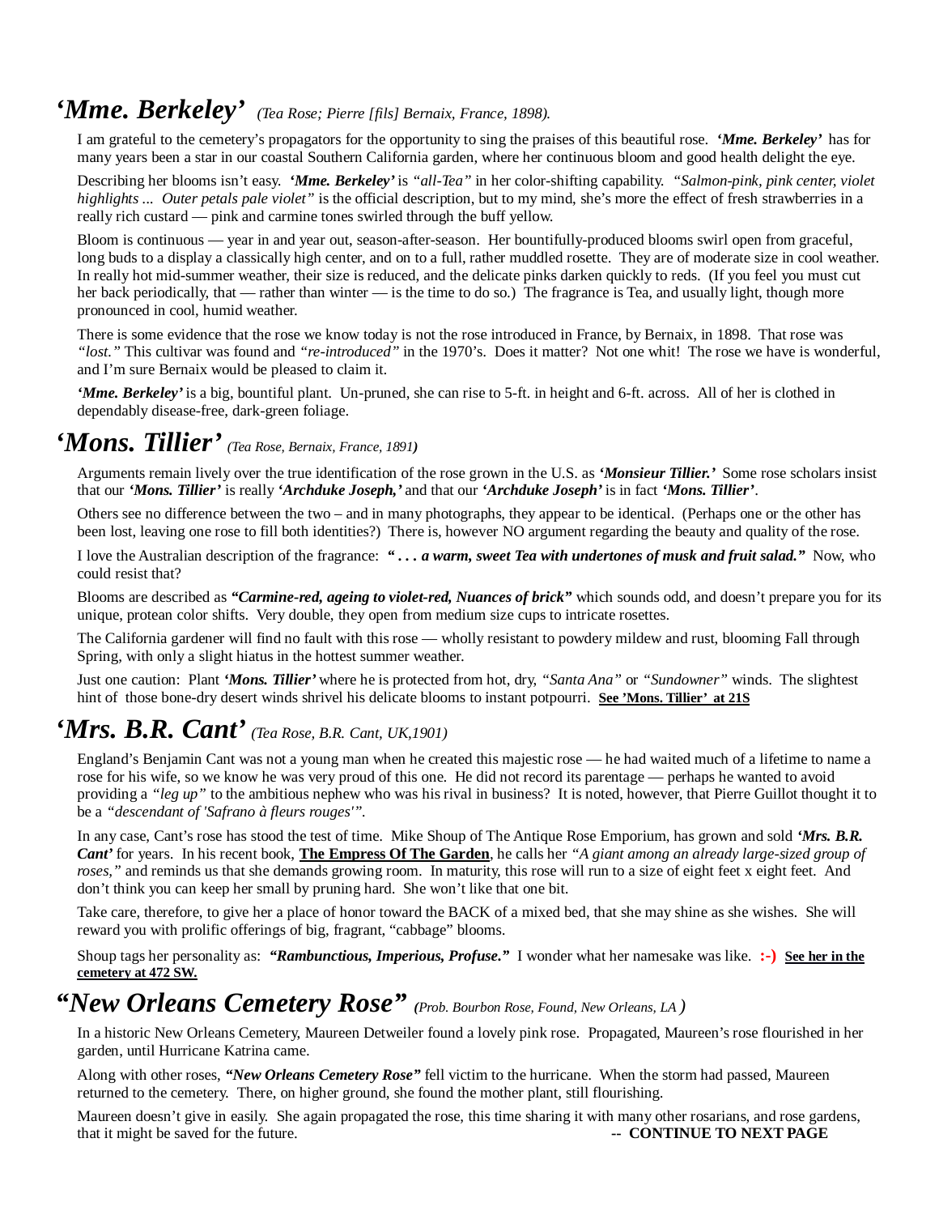## *'Mme. Berkeley'* *(Tea Rose; Pierre [fils] Bernaix, France, 1898).*

I am grateful to the cemetery's propagators for the opportunity to sing the praises of this beautiful rose. ***'Mme. Berkeley'*** has for many years been a star in our coastal Southern California garden, where her continuous bloom and good health delight the eye.

Describing her blooms isn't easy. ***'Mme. Berkeley'*** is *"all-Tea"* in her color-shifting capability. *"Salmon-pink, pink center, violet highlights ... Outer petals pale violet"* is the official description, but to my mind, she's more the effect of fresh strawberries in a really rich custard — pink and carmine tones swirled through the buff yellow.

Bloom is continuous — year in and year out, season-after-season. Her bountifully-produced blooms swirl open from graceful, long buds to a display a classically high center, and on to a full, rather muddled rosette. They are of moderate size in cool weather. In really hot mid-summer weather, their size is reduced, and the delicate pinks darken quickly to reds. (If you feel you must cut her back periodically, that — rather than winter — is the time to do so.) The fragrance is Tea, and usually light, though more pronounced in cool, humid weather.

There is some evidence that the rose we know today is not the rose introduced in France, by Bernaix, in 1898. That rose was *"lost."* This cultivar was found and *"re-introduced"* in the 1970's. Does it matter? Not one whit! The rose we have is wonderful, and I'm sure Bernaix would be pleased to claim it.

***'Mme. Berkeley'*** is a big, bountiful plant. Un-pruned, she can rise to 5-ft. in height and 6-ft. across. All of her is clothed in dependably disease-free, dark-green foliage.

## *'Mons. Tillier'* *(Tea Rose, Bernaix, France, 1891)*

Arguments remain lively over the true identification of the rose grown in the U.S. as ***'Monsieur Tillier.'*** Some rose scholars insist that our ***'Mons. Tillier'*** is really ***'Archduke Joseph,'*** and that our ***'Archduke Joseph'*** is in fact ***'Mons. Tillier'***.

Others see no difference between the two – and in many photographs, they appear to be identical. (Perhaps one or the other has been lost, leaving one rose to fill both identities?) There is, however NO argument regarding the beauty and quality of the rose.

I love the Australian description of the fragrance: ***" . . . a warm, sweet Tea with undertones of musk and fruit salad."*** Now, who could resist that?

Blooms are described as ***"Carmine-red, ageing to violet-red, Nuances of brick"*** which sounds odd, and doesn't prepare you for its unique, protean color shifts. Very double, they open from medium size cups to intricate rosettes.

The California gardener will find no fault with this rose — wholly resistant to powdery mildew and rust, blooming Fall through Spring, with only a slight hiatus in the hottest summer weather.

Just one caution: Plant ***'Mons. Tillier'*** where he is protected from hot, dry, *"Santa Ana"* or *"Sundowner"* winds. The slightest hint of those bone-dry desert winds shrivel his delicate blooms to instant potpourri. **See 'Mons. Tillier' at 21S**

## *'Mrs. B.R. Cant'* *(Tea Rose, B.R. Cant, UK,1901)*

England's Benjamin Cant was not a young man when he created this majestic rose — he had waited much of a lifetime to name a rose for his wife, so we know he was very proud of this one. He did not record its parentage — perhaps he wanted to avoid providing a *"leg up"* to the ambitious nephew who was his rival in business? It is noted, however, that Pierre Guillot thought it to be a *"descendant of 'Safrano à fleurs rouges'"*.

In any case, Cant's rose has stood the test of time. Mike Shoup of The Antique Rose Emporium, has grown and sold ***'Mrs. B.R. Cant'*** for years. In his recent book, **The Empress Of The Garden**, he calls her *"A giant among an already large-sized group of roses,"* and reminds us that she demands growing room. In maturity, this rose will run to a size of eight feet x eight feet. And don't think you can keep her small by pruning hard. She won't like that one bit.

Take care, therefore, to give her a place of honor toward the BACK of a mixed bed, that she may shine as she wishes. She will reward you with prolific offerings of big, fragrant, "cabbage" blooms.

Shoup tags her personality as: ***"Rambunctious, Imperious, Profuse."*** I wonder what her namesake was like. **:-)** **See her in the cemetery at 472 SW.**

## *"New Orleans Cemetery Rose"* *(Prob. Bourbon Rose, Found, New Orleans, LA )*

In a historic New Orleans Cemetery, Maureen Detweiler found a lovely pink rose. Propagated, Maureen's rose flourished in her garden, until Hurricane Katrina came.

Along with other roses, ***"New Orleans Cemetery Rose"*** fell victim to the hurricane. When the storm had passed, Maureen returned to the cemetery. There, on higher ground, she found the mother plant, still flourishing.

Maureen doesn't give in easily. She again propagated the rose, this time sharing it with many other rosarians, and rose gardens, that it might be saved for the future. **-- CONTINUE TO NEXT PAGE**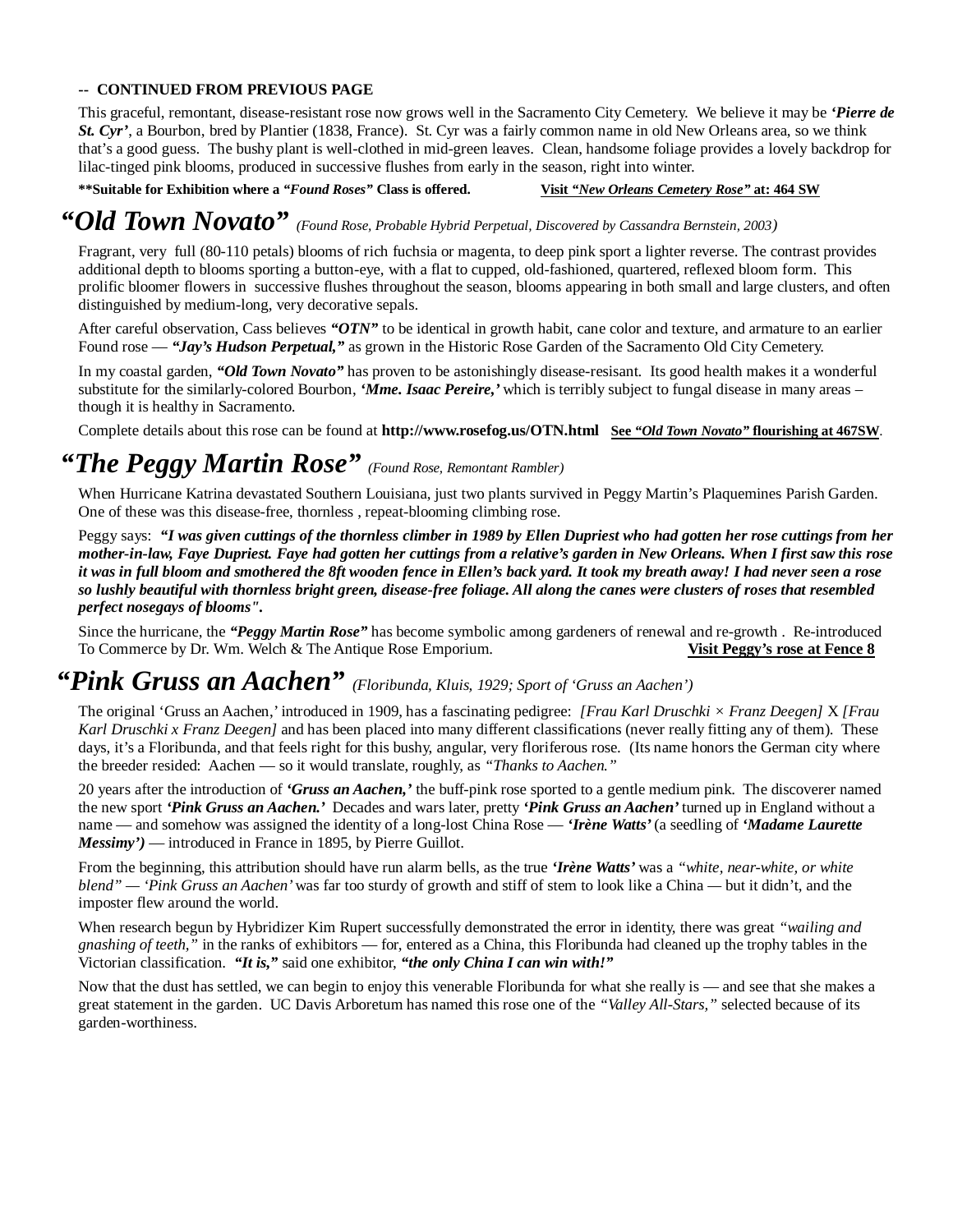**-- CONTINUED FROM PREVIOUS PAGE**

This graceful, remontant, disease-resistant rose now grows well in the Sacramento City Cemetery. We believe it may be ***'Pierre de St. Cyr'***, a Bourbon, bred by Plantier (1838, France). St. Cyr was a fairly common name in old New Orleans area, so we think that's a good guess. The bushy plant is well-clothed in mid-green leaves. Clean, handsome foliage provides a lovely backdrop for lilac-tinged pink blooms, produced in successive flushes from early in the season, right into winter.

**\*\*Suitable for Exhibition where a *"Found Roses"* Class is offered.** **Visit *"New Orleans Cemetery Rose"* at: 464 SW**

## *"Old Town Novato"* *(Found Rose, Probable Hybrid Perpetual, Discovered by Cassandra Bernstein, 2003)*

Fragrant, very full (80-110 petals) blooms of rich fuchsia or magenta, to deep pink sport a lighter reverse. The contrast provides additional depth to blooms sporting a button-eye, with a flat to cupped, old-fashioned, quartered, reflexed bloom form. This prolific bloomer flowers in successive flushes throughout the season, blooms appearing in both small and large clusters, and often distinguished by medium-long, very decorative sepals.

After careful observation, Cass believes ***"OTN"*** to be identical in growth habit, cane color and texture, and armature to an earlier Found rose — ***"Jay's Hudson Perpetual,"*** as grown in the Historic Rose Garden of the Sacramento Old City Cemetery.

In my coastal garden, ***"Old Town Novato"*** has proven to be astonishingly disease-resisant. Its good health makes it a wonderful substitute for the similarly-colored Bourbon, ***'Mme. Isaac Pereire,'*** which is terribly subject to fungal disease in many areas – though it is healthy in Sacramento.

Complete details about this rose can be found at **http://www.rosefog.us/OTN.html** **See *"Old Town Novato"* flourishing at 467SW**.

## *"The Peggy Martin Rose"* *(Found Rose, Remontant Rambler)*

When Hurricane Katrina devastated Southern Louisiana, just two plants survived in Peggy Martin's Plaquemines Parish Garden. One of these was this disease-free, thornless , repeat-blooming climbing rose.

Peggy says: ***"I was given cuttings of the thornless climber in 1989 by Ellen Dupriest who had gotten her rose cuttings from her mother-in-law, Faye Dupriest. Faye had gotten her cuttings from a relative's garden in New Orleans. When I first saw this rose it was in full bloom and smothered the 8ft wooden fence in Ellen's back yard. It took my breath away! I had never seen a rose so lushly beautiful with thornless bright green, disease-free foliage. All along the canes were clusters of roses that resembled perfect nosegays of blooms".***

Since the hurricane, the ***"Peggy Martin Rose"*** has become symbolic among gardeners of renewal and re-growth . Re-introduced To Commerce by Dr. Wm. Welch & The Antique Rose Emporium. **Visit Peggy's rose at Fence 8**

## *"Pink Gruss an Aachen"* *(Floribunda, Kluis, 1929; Sport of 'Gruss an Aachen')*

The original 'Gruss an Aachen,' introduced in 1909, has a fascinating pedigree: *[Frau Karl Druschki × Franz Deegen]* X *[Frau Karl Druschki x Franz Deegen]* and has been placed into many different classifications (never really fitting any of them). These days, it's a Floribunda, and that feels right for this bushy, angular, very floriferous rose. (Its name honors the German city where the breeder resided: Aachen — so it would translate, roughly, as *"Thanks to Aachen."*

20 years after the introduction of ***'Gruss an Aachen,'*** the buff-pink rose sported to a gentle medium pink. The discoverer named the new sport ***'Pink Gruss an Aachen.'*** Decades and wars later, pretty ***'Pink Gruss an Aachen'*** turned up in England without a name — and somehow was assigned the identity of a long-lost China Rose — ***'Irène Watts'*** (a seedling of ***'Madame Laurette Messimy')*** — introduced in France in 1895, by Pierre Guillot.

From the beginning, this attribution should have run alarm bells, as the true ***'Irène Watts'*** was a *"white, near-white, or white blend" — 'Pink Gruss an Aachen'* was far too sturdy of growth and stiff of stem to look like a China — but it didn't, and the imposter flew around the world.

When research begun by Hybridizer Kim Rupert successfully demonstrated the error in identity, there was great *"wailing and gnashing of teeth,"* in the ranks of exhibitors — for, entered as a China, this Floribunda had cleaned up the trophy tables in the Victorian classification. ***"It is,"*** said one exhibitor, ***"the only China I can win with!"***

Now that the dust has settled, we can begin to enjoy this venerable Floribunda for what she really is — and see that she makes a great statement in the garden. UC Davis Arboretum has named this rose one of the *"Valley All-Stars,"* selected because of its garden-worthiness.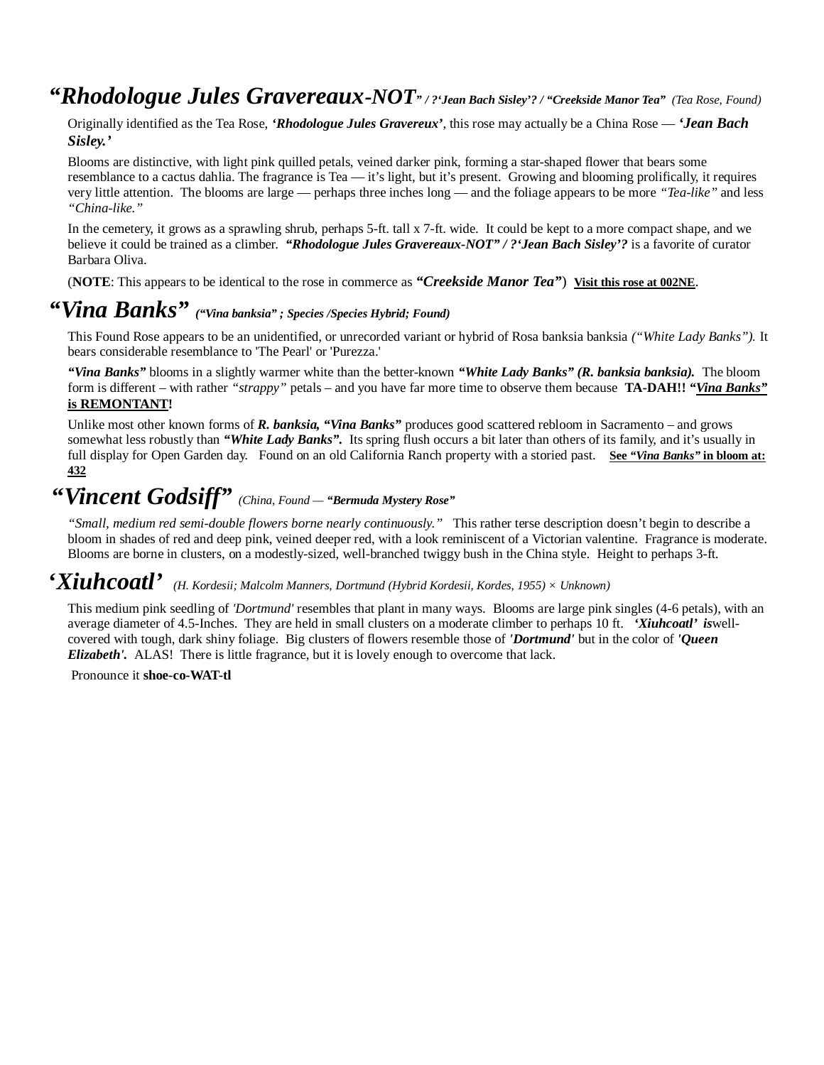## *“Rhodologue Jules Gravereaux-NOT” / ?‘Jean Bach Sisley’? / “Creekside Manor Tea”* *(Tea Rose, Found)*

Originally identified as the Tea Rose, ***‘Rhodologue Jules Gravereux’***, this rose may actually be a China Rose — ***‘Jean Bach Sisley.’***

Blooms are distinctive, with light pink quilled petals, veined darker pink, forming a star-shaped flower that bears some resemblance to a cactus dahlia. The fragrance is Tea — it’s light, but it’s present. Growing and blooming prolifically, it requires very little attention. The blooms are large — perhaps three inches long — and the foliage appears to be more *“Tea-like”* and less *“China-like.”*

In the cemetery, it grows as a sprawling shrub, perhaps 5-ft. tall x 7-ft. wide. It could be kept to a more compact shape, and we believe it could be trained as a climber. ***“Rhodologue Jules Gravereaux-NOT” / ?‘Jean Bach Sisley’?*** is a favorite of curator Barbara Oliva.

(**NOTE**: This appears to be identical to the rose in commerce as ***“Creekside Manor Tea”***) **Visit this rose at 002NE**.

## *“Vina Banks”* *(“Vina banksia” ; Species /Species Hybrid; Found)*

This Found Rose appears to be an unidentified, or unrecorded variant or hybrid of Rosa banksia banksia *(“White Lady Banks”).* It bears considerable resemblance to 'The Pearl' or 'Purezza.'

***“Vina Banks”*** blooms in a slightly warmer white than the better-known ***“White Lady Banks” (R. banksia banksia).*** The bloom form is different – with rather *“strappy”* petals – and you have far more time to observe them because **TA-DAH!! *“Vina Banks”* is REMONTANT!**

Unlike most other known forms of ***R. banksia, “Vina Banks”*** produces good scattered rebloom in Sacramento – and grows somewhat less robustly than ***“White Lady Banks”.*** Its spring flush occurs a bit later than others of its family, and it’s usually in full display for Open Garden day. Found on an old California Ranch property with a storied past. **See *“Vina Banks”* in bloom at: 432**

## *“Vincent Godsiff”* *(China, Found — **“Bermuda Mystery Rose”**)*

*“Small, medium red semi-double flowers borne nearly continuously.”* This rather terse description doesn’t begin to describe a bloom in shades of red and deep pink, veined deeper red, with a look reminiscent of a Victorian valentine. Fragrance is moderate. Blooms are borne in clusters, on a modestly-sized, well-branched twiggy bush in the China style. Height to perhaps 3-ft.

## *‘Xiuhcoatl’* *(H. Kordesii; Malcolm Manners, Dortmund (Hybrid Kordesii, Kordes, 1955) × Unknown)*

This medium pink seedling of *'Dortmund'* resembles that plant in many ways. Blooms are large pink singles (4-6 petals), with an average diameter of 4.5-Inches. They are held in small clusters on a moderate climber to perhaps 10 ft. ***‘Xiuhcoatl’ is***well-covered with tough, dark shiny foliage. Big clusters of flowers resemble those of ***'Dortmund'*** but in the color of ***'Queen Elizabeth'.*** ALAS! There is little fragrance, but it is lovely enough to overcome that lack.

Pronounce it **shoe-co-WAT-tl**